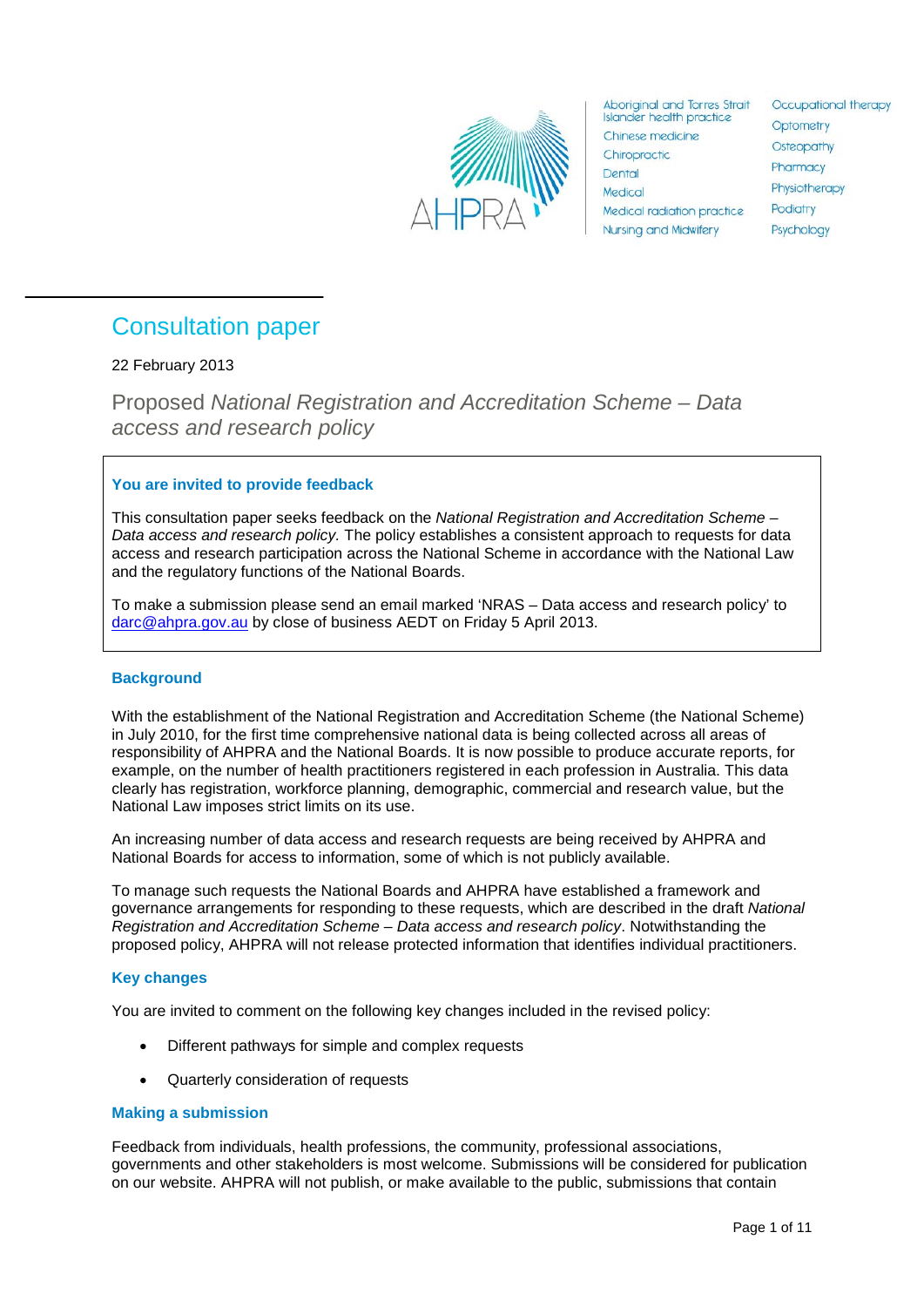AHPRA

Aboriginal and Torres Strait Islander health practice
Chinese medicine
Chiropractic
Dental
Medical
Medical radiation practice
Nursing and Midwifery
Occupational therapy
Optometry
Osteopathy
Pharmacy
Physiotherapy
Podiatry
Psychology

# Consultation paper

22 February 2013

## Proposed *National Registration and Accreditation Scheme – Data access and research policy*

### You are invited to provide feedback

This consultation paper seeks feedback on the *National Registration and Accreditation Scheme – Data access and research policy.* The policy establishes a consistent approach to requests for data access and research participation across the National Scheme in accordance with the National Law and the regulatory functions of the National Boards.

To make a submission please send an email marked 'NRAS – Data access and research policy' to darc@ahpra.gov.au by close of business AEDT on Friday 5 April 2013.

### Background

With the establishment of the National Registration and Accreditation Scheme (the National Scheme) in July 2010, for the first time comprehensive national data is being collected across all areas of responsibility of AHPRA and the National Boards. It is now possible to produce accurate reports, for example, on the number of health practitioners registered in each profession in Australia. This data clearly has registration, workforce planning, demographic, commercial and research value, but the National Law imposes strict limits on its use.

An increasing number of data access and research requests are being received by AHPRA and National Boards for access to information, some of which is not publicly available.

To manage such requests the National Boards and AHPRA have established a framework and governance arrangements for responding to these requests, which are described in the draft *National Registration and Accreditation Scheme – Data access and research policy*. Notwithstanding the proposed policy, AHPRA will not release protected information that identifies individual practitioners.

### Key changes

You are invited to comment on the following key changes included in the revised policy:

- Different pathways for simple and complex requests
- Quarterly consideration of requests

### Making a submission

Feedback from individuals, health professions, the community, professional associations, governments and other stakeholders is most welcome. Submissions will be considered for publication on our website. AHPRA will not publish, or make available to the public, submissions that contain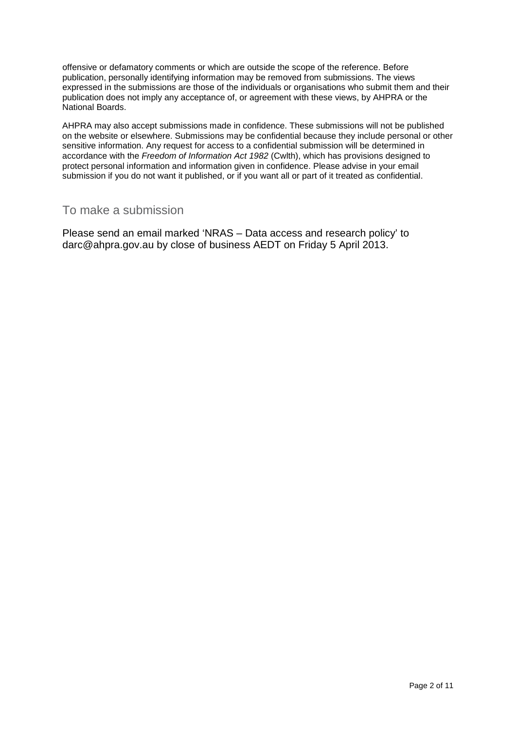offensive or defamatory comments or which are outside the scope of the reference. Before publication, personally identifying information may be removed from submissions. The views expressed in the submissions are those of the individuals or organisations who submit them and their publication does not imply any acceptance of, or agreement with these views, by AHPRA or the National Boards.

AHPRA may also accept submissions made in confidence. These submissions will not be published on the website or elsewhere. Submissions may be confidential because they include personal or other sensitive information. Any request for access to a confidential submission will be determined in accordance with the *Freedom of Information Act 1982* (Cwlth), which has provisions designed to protect personal information and information given in confidence. Please advise in your email submission if you do not want it published, or if you want all or part of it treated as confidential.

## To make a submission

Please send an email marked 'NRAS – Data access and research policy' to darc@ahpra.gov.au by close of business AEDT on Friday 5 April 2013.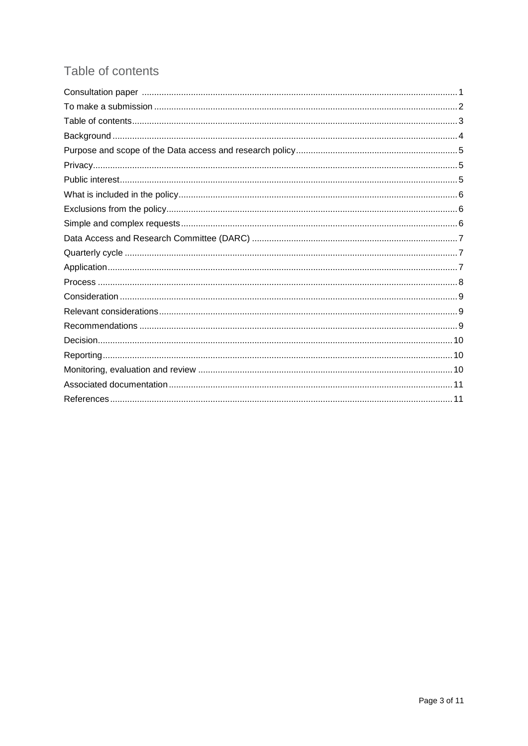## Table of contents

Consultation paper ............................................................................................................................... 1
To make a submission .......................................................................................................................... 2
Table of contents.................................................................................................................................... 3
Background ............................................................................................................................................ 4
Purpose and scope of the Data access and research policy................................................................. 5
Privacy.................................................................................................................................................... 5
Public interest......................................................................................................................................... 5
What is included in the policy................................................................................................................ 6
Exclusions from the policy..................................................................................................................... 6
Simple and complex requests................................................................................................................ 6
Data Access and Research Committee (DARC) ................................................................................... 7
Quarterly cycle ....................................................................................................................................... 7
Application.............................................................................................................................................. 7
Process .................................................................................................................................................. 8
Consideration......................................................................................................................................... 9
Relevant considerations......................................................................................................................... 9
Recommendations ................................................................................................................................. 9
Decision................................................................................................................................................ 10
Reporting.............................................................................................................................................. 10
Monitoring, evaluation and review ....................................................................................................... 10
Associated documentation................................................................................................................... 11
References........................................................................................................................................... 11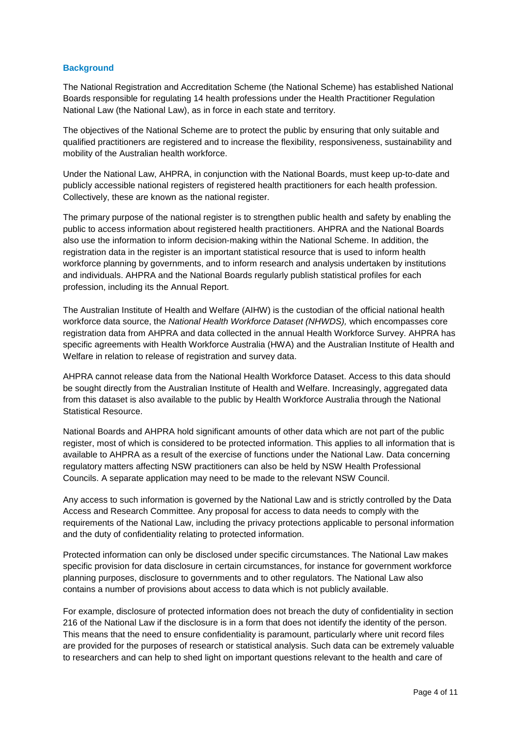### Background

The National Registration and Accreditation Scheme (the National Scheme) has established National Boards responsible for regulating 14 health professions under the Health Practitioner Regulation National Law (the National Law), as in force in each state and territory.

The objectives of the National Scheme are to protect the public by ensuring that only suitable and qualified practitioners are registered and to increase the flexibility, responsiveness, sustainability and mobility of the Australian health workforce.

Under the National Law, AHPRA, in conjunction with the National Boards, must keep up-to-date and publicly accessible national registers of registered health practitioners for each health profession. Collectively, these are known as the national register.

The primary purpose of the national register is to strengthen public health and safety by enabling the public to access information about registered health practitioners. AHPRA and the National Boards also use the information to inform decision-making within the National Scheme. In addition, the registration data in the register is an important statistical resource that is used to inform health workforce planning by governments, and to inform research and analysis undertaken by institutions and individuals. AHPRA and the National Boards regularly publish statistical profiles for each profession, including its the Annual Report.

The Australian Institute of Health and Welfare (AIHW) is the custodian of the official national health workforce data source, the *National Health Workforce Dataset (NHWDS),* which encompasses core registration data from AHPRA and data collected in the annual Health Workforce Survey. AHPRA has specific agreements with Health Workforce Australia (HWA) and the Australian Institute of Health and Welfare in relation to release of registration and survey data.

AHPRA cannot release data from the National Health Workforce Dataset. Access to this data should be sought directly from the Australian Institute of Health and Welfare. Increasingly, aggregated data from this dataset is also available to the public by Health Workforce Australia through the National Statistical Resource.

National Boards and AHPRA hold significant amounts of other data which are not part of the public register, most of which is considered to be protected information. This applies to all information that is available to AHPRA as a result of the exercise of functions under the National Law. Data concerning regulatory matters affecting NSW practitioners can also be held by NSW Health Professional Councils. A separate application may need to be made to the relevant NSW Council.

Any access to such information is governed by the National Law and is strictly controlled by the Data Access and Research Committee. Any proposal for access to data needs to comply with the requirements of the National Law, including the privacy protections applicable to personal information and the duty of confidentiality relating to protected information.

Protected information can only be disclosed under specific circumstances. The National Law makes specific provision for data disclosure in certain circumstances, for instance for government workforce planning purposes, disclosure to governments and to other regulators. The National Law also contains a number of provisions about access to data which is not publicly available.

For example, disclosure of protected information does not breach the duty of confidentiality in section 216 of the National Law if the disclosure is in a form that does not identify the identity of the person. This means that the need to ensure confidentiality is paramount, particularly where unit record files are provided for the purposes of research or statistical analysis. Such data can be extremely valuable to researchers and can help to shed light on important questions relevant to the health and care of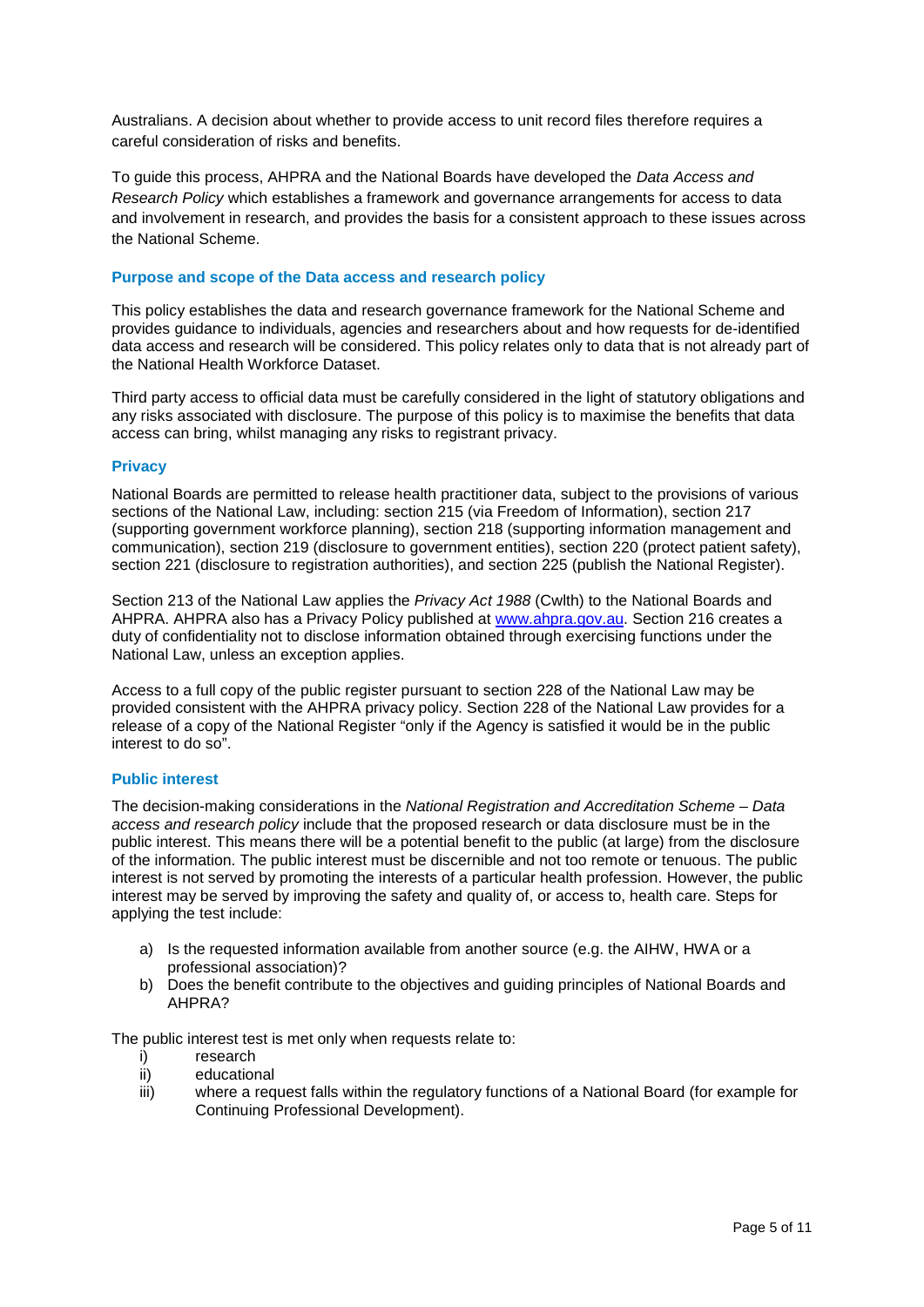Australians. A decision about whether to provide access to unit record files therefore requires a careful consideration of risks and benefits.

To guide this process, AHPRA and the National Boards have developed the *Data Access and Research Policy* which establishes a framework and governance arrangements for access to data and involvement in research, and provides the basis for a consistent approach to these issues across the National Scheme.

### Purpose and scope of the Data access and research policy

This policy establishes the data and research governance framework for the National Scheme and provides guidance to individuals, agencies and researchers about and how requests for de-identified data access and research will be considered. This policy relates only to data that is not already part of the National Health Workforce Dataset.

Third party access to official data must be carefully considered in the light of statutory obligations and any risks associated with disclosure. The purpose of this policy is to maximise the benefits that data access can bring, whilst managing any risks to registrant privacy.

### Privacy

National Boards are permitted to release health practitioner data, subject to the provisions of various sections of the National Law, including: section 215 (via Freedom of Information), section 217 (supporting government workforce planning), section 218 (supporting information management and communication), section 219 (disclosure to government entities), section 220 (protect patient safety), section 221 (disclosure to registration authorities), and section 225 (publish the National Register).

Section 213 of the National Law applies the *Privacy Act 1988* (Cwlth) to the National Boards and AHPRA. AHPRA also has a Privacy Policy published at [www.ahpra.gov.au](http://www.ahpra.gov.au). Section 216 creates a duty of confidentiality not to disclose information obtained through exercising functions under the National Law, unless an exception applies.

Access to a full copy of the public register pursuant to section 228 of the National Law may be provided consistent with the AHPRA privacy policy. Section 228 of the National Law provides for a release of a copy of the National Register "only if the Agency is satisfied it would be in the public interest to do so".

### Public interest

The decision-making considerations in the *National Registration and Accreditation Scheme – Data access and research policy* include that the proposed research or data disclosure must be in the public interest. This means there will be a potential benefit to the public (at large) from the disclosure of the information. The public interest must be discernible and not too remote or tenuous. The public interest is not served by promoting the interests of a particular health profession. However, the public interest may be served by improving the safety and quality of, or access to, health care. Steps for applying the test include:

a) Is the requested information available from another source (e.g. the AIHW, HWA or a professional association)?
b) Does the benefit contribute to the objectives and guiding principles of National Boards and AHPRA?

The public interest test is met only when requests relate to:

i) research
ii) educational
iii) where a request falls within the regulatory functions of a National Board (for example for Continuing Professional Development).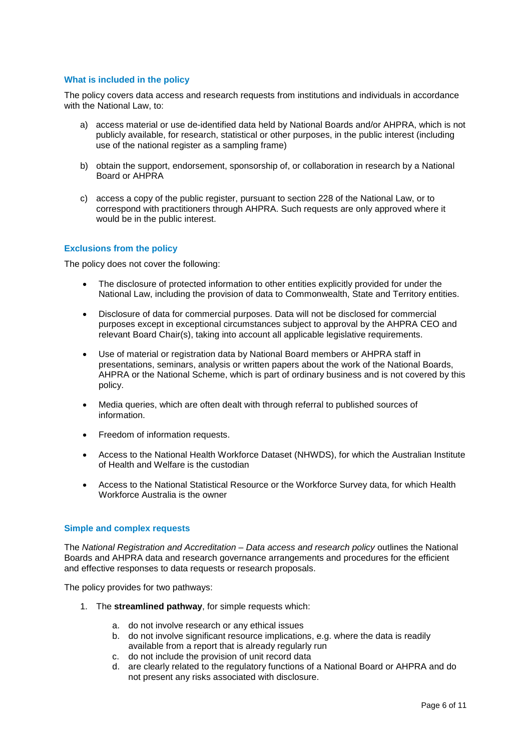### What is included in the policy

The policy covers data access and research requests from institutions and individuals in accordance with the National Law, to:

a) access material or use de-identified data held by National Boards and/or AHPRA, which is not publicly available, for research, statistical or other purposes, in the public interest (including use of the national register as a sampling frame)

b) obtain the support, endorsement, sponsorship of, or collaboration in research by a National Board or AHPRA

c) access a copy of the public register, pursuant to section 228 of the National Law, or to correspond with practitioners through AHPRA. Such requests are only approved where it would be in the public interest.

### Exclusions from the policy

The policy does not cover the following:

- The disclosure of protected information to other entities explicitly provided for under the National Law, including the provision of data to Commonwealth, State and Territory entities.
- Disclosure of data for commercial purposes. Data will not be disclosed for commercial purposes except in exceptional circumstances subject to approval by the AHPRA CEO and relevant Board Chair(s), taking into account all applicable legislative requirements.
- Use of material or registration data by National Board members or AHPRA staff in presentations, seminars, analysis or written papers about the work of the National Boards, AHPRA or the National Scheme, which is part of ordinary business and is not covered by this policy.
- Media queries, which are often dealt with through referral to published sources of information.
- Freedom of information requests.
- Access to the National Health Workforce Dataset (NHWDS), for which the Australian Institute of Health and Welfare is the custodian
- Access to the National Statistical Resource or the Workforce Survey data, for which Health Workforce Australia is the owner

### Simple and complex requests

The *National Registration and Accreditation – Data access and research policy* outlines the National Boards and AHPRA data and research governance arrangements and procedures for the efficient and effective responses to data requests or research proposals.

The policy provides for two pathways:

1. The **streamlined pathway**, for simple requests which:
   a. do not involve research or any ethical issues
   b. do not involve significant resource implications, e.g. where the data is readily available from a report that is already regularly run
   c. do not include the provision of unit record data
   d. are clearly related to the regulatory functions of a National Board or AHPRA and do not present any risks associated with disclosure.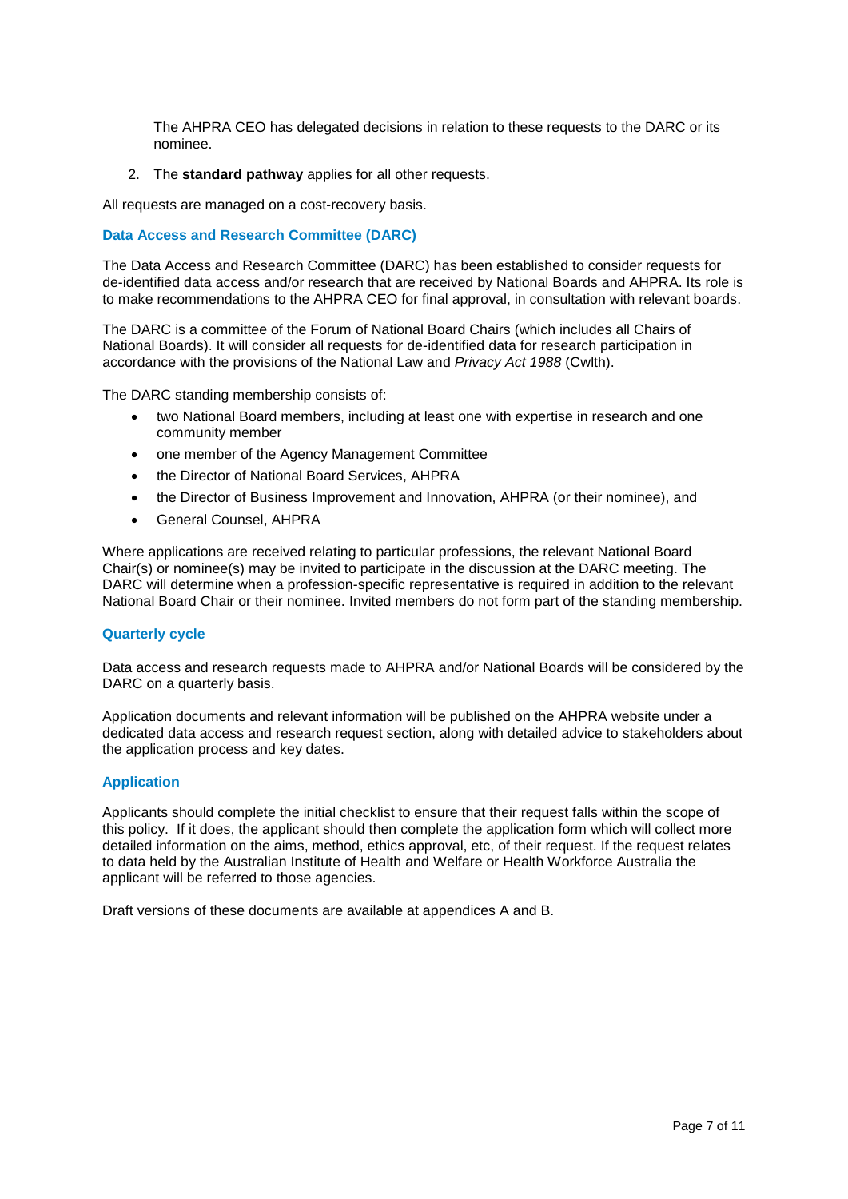The AHPRA CEO has delegated decisions in relation to these requests to the DARC or its nominee.

2. The **standard pathway** applies for all other requests.

All requests are managed on a cost-recovery basis.

### Data Access and Research Committee (DARC)

The Data Access and Research Committee (DARC) has been established to consider requests for de-identified data access and/or research that are received by National Boards and AHPRA. Its role is to make recommendations to the AHPRA CEO for final approval, in consultation with relevant boards.

The DARC is a committee of the Forum of National Board Chairs (which includes all Chairs of National Boards). It will consider all requests for de-identified data for research participation in accordance with the provisions of the National Law and *Privacy Act 1988* (Cwlth).

The DARC standing membership consists of:

- two National Board members, including at least one with expertise in research and one community member
- one member of the Agency Management Committee
- the Director of National Board Services, AHPRA
- the Director of Business Improvement and Innovation, AHPRA (or their nominee), and
- General Counsel, AHPRA

Where applications are received relating to particular professions, the relevant National Board Chair(s) or nominee(s) may be invited to participate in the discussion at the DARC meeting. The DARC will determine when a profession-specific representative is required in addition to the relevant National Board Chair or their nominee. Invited members do not form part of the standing membership.

### Quarterly cycle

Data access and research requests made to AHPRA and/or National Boards will be considered by the DARC on a quarterly basis.

Application documents and relevant information will be published on the AHPRA website under a dedicated data access and research request section, along with detailed advice to stakeholders about the application process and key dates.

### Application

Applicants should complete the initial checklist to ensure that their request falls within the scope of this policy. If it does, the applicant should then complete the application form which will collect more detailed information on the aims, method, ethics approval, etc, of their request. If the request relates to data held by the Australian Institute of Health and Welfare or Health Workforce Australia the applicant will be referred to those agencies.

Draft versions of these documents are available at appendices A and B.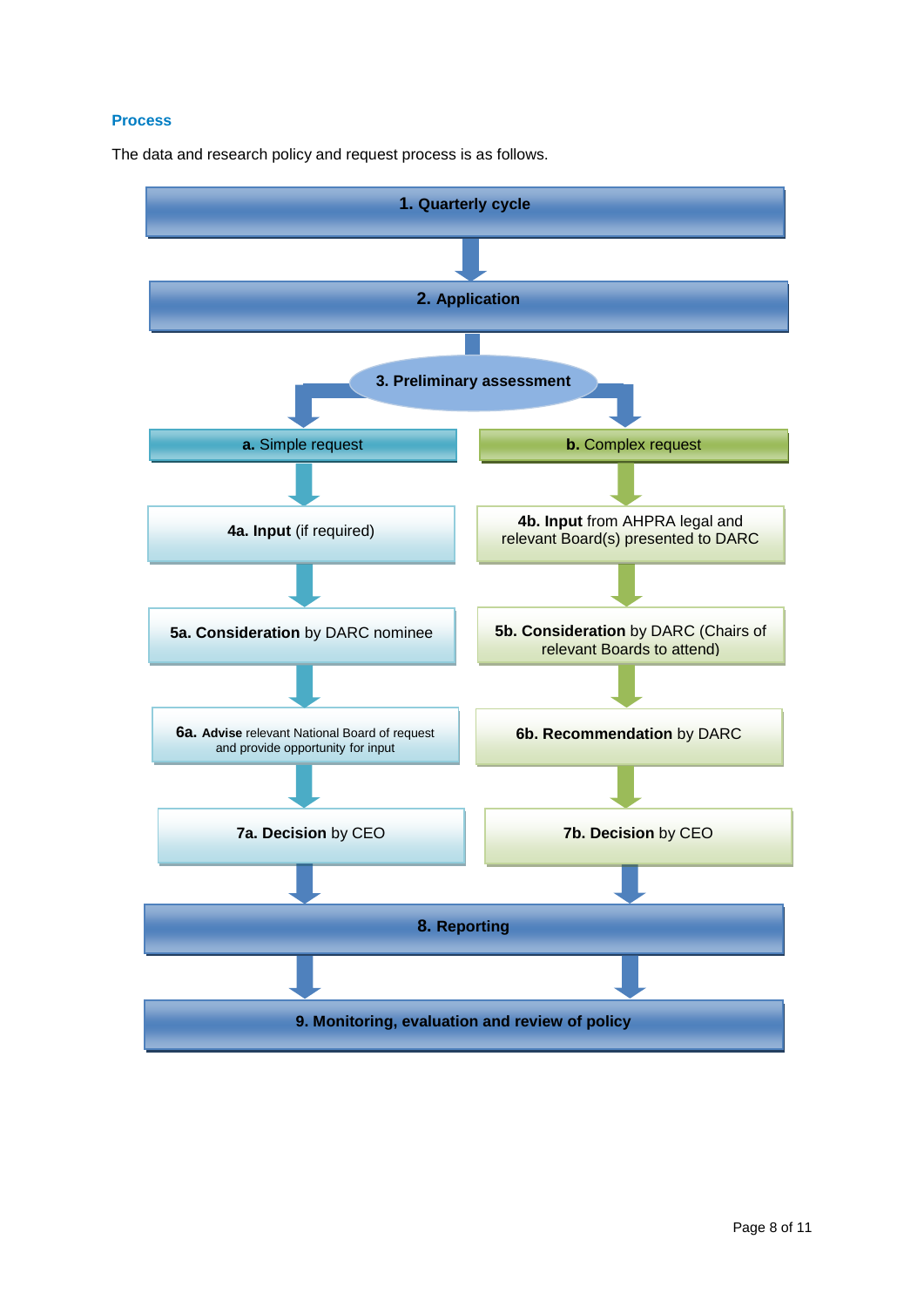### Process

The data and research policy and request process is as follows.

**1. Quarterly cycle**

**2. Application**

**3. Preliminary assessment**

| **a.** Simple request | **b.** Complex request |
|---|---|
| **4a. Input** (if required) | **4b. Input** from AHPRA legal and relevant Board(s) presented to DARC |
| **5a. Consideration** by DARC nominee | **5b. Consideration** by DARC (Chairs of relevant Boards to attend) |
| **6a. Advise** relevant National Board of request and provide opportunity for input | **6b. Recommendation** by DARC |
| **7a. Decision** by CEO | **7b. Decision** by CEO |

**8. Reporting**

**9. Monitoring, evaluation and review of policy**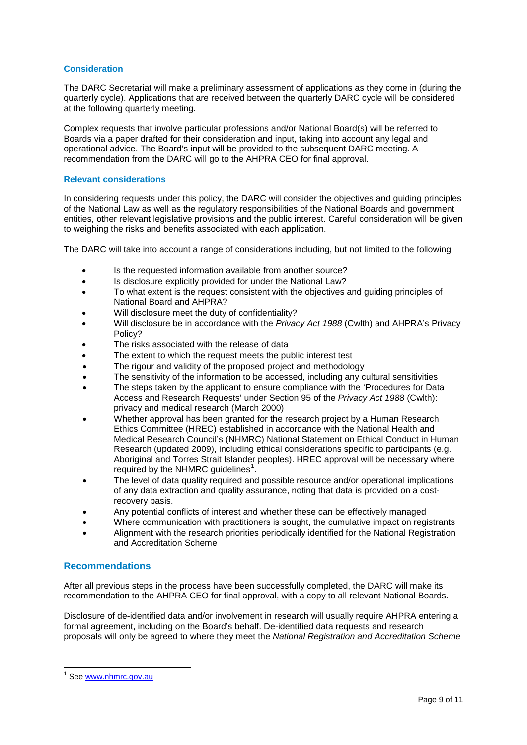### Consideration

The DARC Secretariat will make a preliminary assessment of applications as they come in (during the quarterly cycle). Applications that are received between the quarterly DARC cycle will be considered at the following quarterly meeting.

Complex requests that involve particular professions and/or National Board(s) will be referred to Boards via a paper drafted for their consideration and input, taking into account any legal and operational advice. The Board's input will be provided to the subsequent DARC meeting. A recommendation from the DARC will go to the AHPRA CEO for final approval.

### Relevant considerations

In considering requests under this policy, the DARC will consider the objectives and guiding principles of the National Law as well as the regulatory responsibilities of the National Boards and government entities, other relevant legislative provisions and the public interest. Careful consideration will be given to weighing the risks and benefits associated with each application.

The DARC will take into account a range of considerations including, but not limited to the following

- Is the requested information available from another source?
- Is disclosure explicitly provided for under the National Law?
- To what extent is the request consistent with the objectives and guiding principles of National Board and AHPRA?
- Will disclosure meet the duty of confidentiality?
- Will disclosure be in accordance with the *Privacy Act 1988* (Cwlth) and AHPRA's Privacy Policy?
- The risks associated with the release of data
- The extent to which the request meets the public interest test
- The rigour and validity of the proposed project and methodology
- The sensitivity of the information to be accessed, including any cultural sensitivities
- The steps taken by the applicant to ensure compliance with the 'Procedures for Data Access and Research Requests' under Section 95 of the *Privacy Act 1988* (Cwlth): privacy and medical research (March 2000)
- Whether approval has been granted for the research project by a Human Research Ethics Committee (HREC) established in accordance with the National Health and Medical Research Council's (NHMRC) National Statement on Ethical Conduct in Human Research (updated 2009), including ethical considerations specific to participants (e.g. Aboriginal and Torres Strait Islander peoples). HREC approval will be necessary where required by the NHMRC guidelines[1].
- The level of data quality required and possible resource and/or operational implications of any data extraction and quality assurance, noting that data is provided on a cost-recovery basis.
- Any potential conflicts of interest and whether these can be effectively managed
- Where communication with practitioners is sought, the cumulative impact on registrants
- Alignment with the research priorities periodically identified for the National Registration and Accreditation Scheme

## Recommendations

After all previous steps in the process have been successfully completed, the DARC will make its recommendation to the AHPRA CEO for final approval, with a copy to all relevant National Boards.

Disclosure of de-identified data and/or involvement in research will usually require AHPRA entering a formal agreement, including on the Board's behalf. De-identified data requests and research proposals will only be agreed to where they meet the *National Registration and Accreditation Scheme*

---

[1] See www.nhmrc.gov.au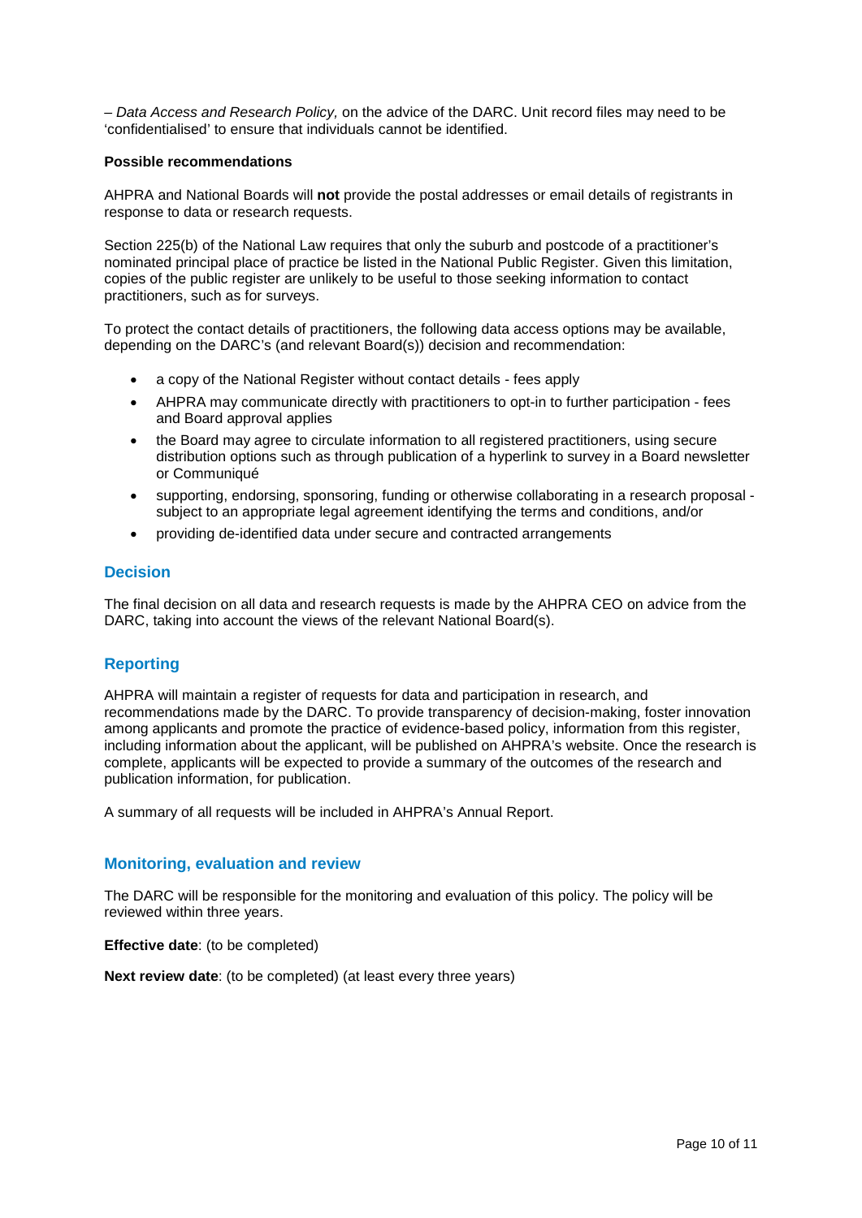– *Data Access and Research Policy,* on the advice of the DARC. Unit record files may need to be 'confidentialised' to ensure that individuals cannot be identified.

**Possible recommendations**

AHPRA and National Boards will **not** provide the postal addresses or email details of registrants in response to data or research requests.

Section 225(b) of the National Law requires that only the suburb and postcode of a practitioner's nominated principal place of practice be listed in the National Public Register. Given this limitation, copies of the public register are unlikely to be useful to those seeking information to contact practitioners, such as for surveys.

To protect the contact details of practitioners, the following data access options may be available, depending on the DARC's (and relevant Board(s)) decision and recommendation:

- a copy of the National Register without contact details - fees apply
- AHPRA may communicate directly with practitioners to opt-in to further participation - fees and Board approval applies
- the Board may agree to circulate information to all registered practitioners, using secure distribution options such as through publication of a hyperlink to survey in a Board newsletter or Communiqué
- supporting, endorsing, sponsoring, funding or otherwise collaborating in a research proposal - subject to an appropriate legal agreement identifying the terms and conditions, and/or
- providing de-identified data under secure and contracted arrangements

## Decision

The final decision on all data and research requests is made by the AHPRA CEO on advice from the DARC, taking into account the views of the relevant National Board(s).

## Reporting

AHPRA will maintain a register of requests for data and participation in research, and recommendations made by the DARC. To provide transparency of decision-making, foster innovation among applicants and promote the practice of evidence-based policy, information from this register, including information about the applicant, will be published on AHPRA's website. Once the research is complete, applicants will be expected to provide a summary of the outcomes of the research and publication information, for publication.

A summary of all requests will be included in AHPRA's Annual Report.

## Monitoring, evaluation and review

The DARC will be responsible for the monitoring and evaluation of this policy. The policy will be reviewed within three years.

**Effective date**: (to be completed)

**Next review date**: (to be completed) (at least every three years)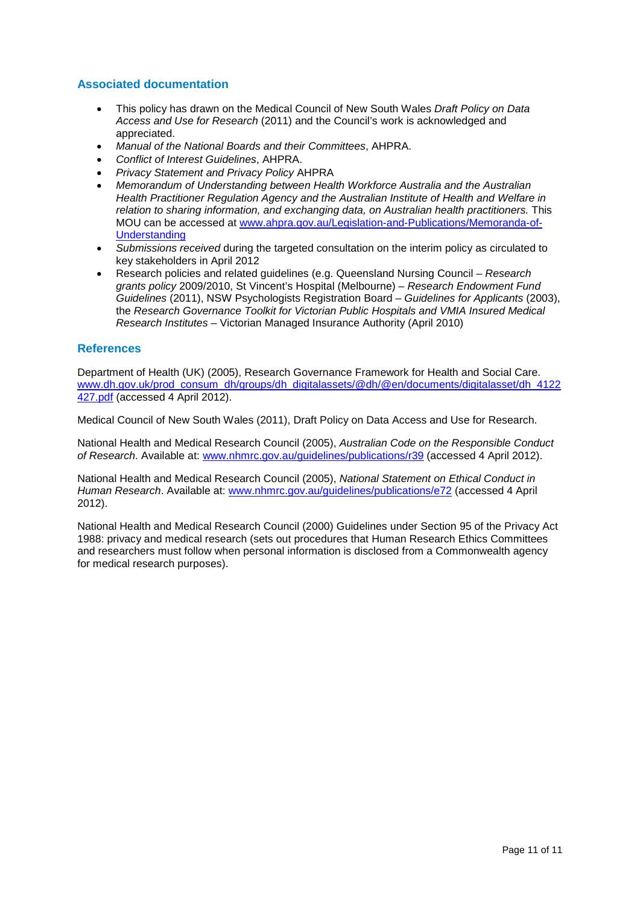## Associated documentation

- This policy has drawn on the Medical Council of New South Wales *Draft Policy on Data Access and Use for Research* (2011) and the Council's work is acknowledged and appreciated.
- *Manual of the National Boards and their Committees*, AHPRA.
- *Conflict of Interest Guidelines*, AHPRA.
- *Privacy Statement and Privacy Policy* AHPRA
- *Memorandum of Understanding between Health Workforce Australia and the Australian Health Practitioner Regulation Agency and the Australian Institute of Health and Welfare in relation to sharing information, and exchanging data, on Australian health practitioners.* This MOU can be accessed at [www.ahpra.gov.au/Legislation-and-Publications/Memoranda-of-Understanding](www.ahpra.gov.au/Legislation-and-Publications/Memoranda-of-Understanding)
- *Submissions received* during the targeted consultation on the interim policy as circulated to key stakeholders in April 2012
- Research policies and related guidelines (e.g. Queensland Nursing Council – *Research grants policy* 2009/2010, St Vincent's Hospital (Melbourne) – *Research Endowment Fund Guidelines* (2011), NSW Psychologists Registration Board – *Guidelines for Applicants* (2003), the *Research Governance Toolkit for Victorian Public Hospitals and VMIA Insured Medical Research Institutes* – Victorian Managed Insurance Authority (April 2010)

## References

Department of Health (UK) (2005), Research Governance Framework for Health and Social Care. [www.dh.gov.uk/prod_consum_dh/groups/dh_digitalassets/@dh/@en/documents/digitalasset/dh_4122427.pdf](www.dh.gov.uk/prod_consum_dh/groups/dh_digitalassets/@dh/@en/documents/digitalasset/dh_4122427.pdf) (accessed 4 April 2012).

Medical Council of New South Wales (2011), Draft Policy on Data Access and Use for Research.

National Health and Medical Research Council (2005), *Australian Code on the Responsible Conduct of Research*. Available at: [www.nhmrc.gov.au/guidelines/publications/r39](www.nhmrc.gov.au/guidelines/publications/r39) (accessed 4 April 2012).

National Health and Medical Research Council (2005), *National Statement on Ethical Conduct in Human Research*. Available at: [www.nhmrc.gov.au/guidelines/publications/e72](www.nhmrc.gov.au/guidelines/publications/e72) (accessed 4 April 2012).

National Health and Medical Research Council (2000) Guidelines under Section 95 of the Privacy Act 1988: privacy and medical research (sets out procedures that Human Research Ethics Committees and researchers must follow when personal information is disclosed from a Commonwealth agency for medical research purposes).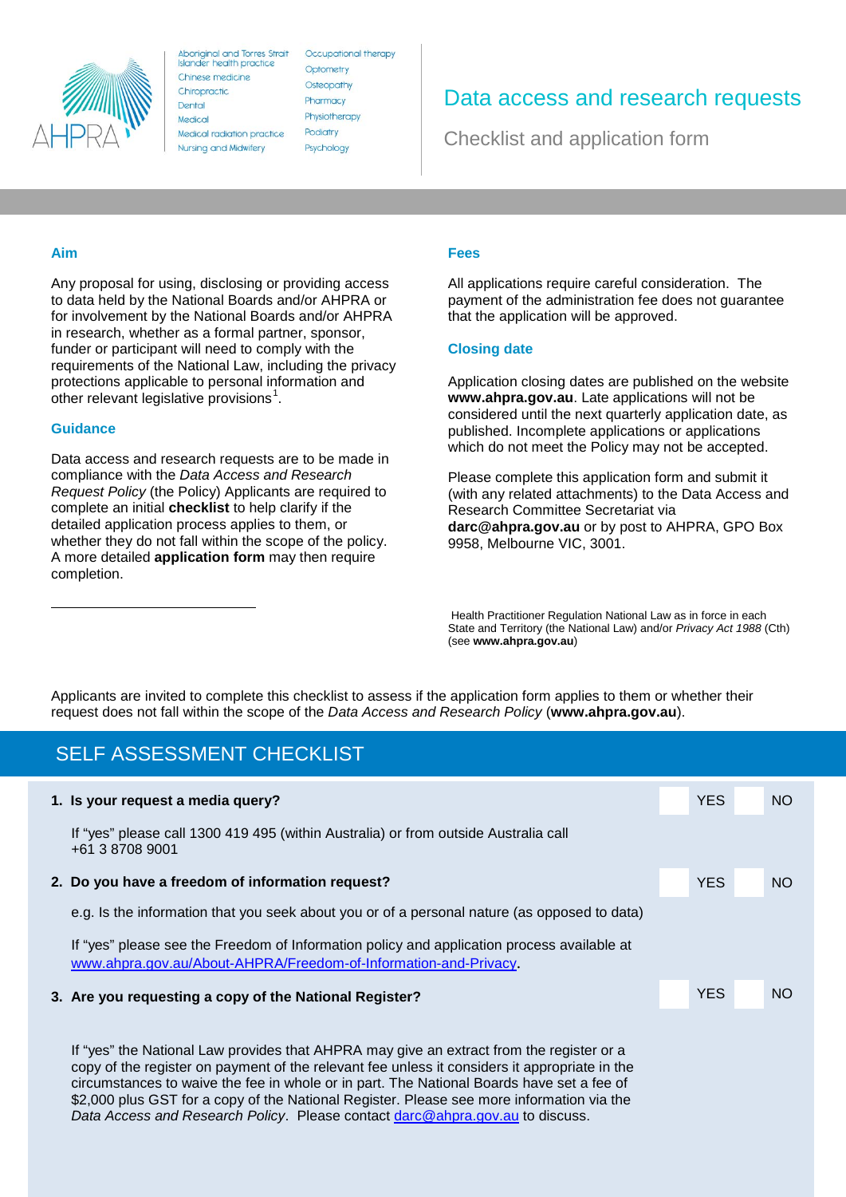Aboriginal and Torres Strait Islander health practice
Chinese medicine
Chiropractic
Dental
Medical
Medical radiation practice
Nursing and Midwifery
Occupational therapy
Optometry
Osteopathy
Pharmacy
Physiotherapy
Podiatry
Psychology

# Data access and research requests

## Checklist and application form

### Aim

Any proposal for using, disclosing or providing access to data held by the National Boards and/or AHPRA or for involvement by the National Boards and/or AHPRA in research, whether as a formal partner, sponsor, funder or participant will need to comply with the requirements of the National Law, including the privacy protections applicable to personal information and other relevant legislative provisions[1].

### Guidance

Data access and research requests are to be made in compliance with the *Data Access and Research Request Policy* (the Policy) Applicants are required to complete an initial **checklist** to help clarify if the detailed application process applies to them, or whether they do not fall within the scope of the policy. A more detailed **application form** may then require completion.

### Fees

All applications require careful consideration. The payment of the administration fee does not guarantee that the application will be approved.

### Closing date

Application closing dates are published on the website **www.ahpra.gov.au**. Late applications will not be considered until the next quarterly application date, as published. Incomplete applications or applications which do not meet the Policy may not be accepted.

Please complete this application form and submit it (with any related attachments) to the Data Access and Research Committee Secretariat via **darc@ahpra.gov.au** or by post to AHPRA, GPO Box 9958, Melbourne VIC, 3001.

[1] Health Practitioner Regulation National Law as in force in each State and Territory (the National Law) and/or *Privacy Act 1988* (Cth) (see **www.ahpra.gov.au**)

Applicants are invited to complete this checklist to assess if the application form applies to them or whether their request does not fall within the scope of the *Data Access and Research Policy* (**www.ahpra.gov.au**).

## SELF ASSESSMENT CHECKLIST

**1. Is your request a media query?** ☐ YES ☐ NO

If "yes" please call 1300 419 495 (within Australia) or from outside Australia call +61 3 8708 9001

**2. Do you have a freedom of information request?** ☐ YES ☐ NO

e.g. Is the information that you seek about you or of a personal nature (as opposed to data)

If "yes" please see the Freedom of Information policy and application process available at www.ahpra.gov.au/About-AHPRA/Freedom-of-Information-and-Privacy.

**3. Are you requesting a copy of the National Register?** ☐ YES ☐ NO

If "yes" the National Law provides that AHPRA may give an extract from the register or a copy of the register on payment of the relevant fee unless it considers it appropriate in the circumstances to waive the fee in whole or in part. The National Boards have set a fee of $2,000 plus GST for a copy of the National Register. Please see more information via the *Data Access and Research Policy*. Please contact darc@ahpra.gov.au to discuss.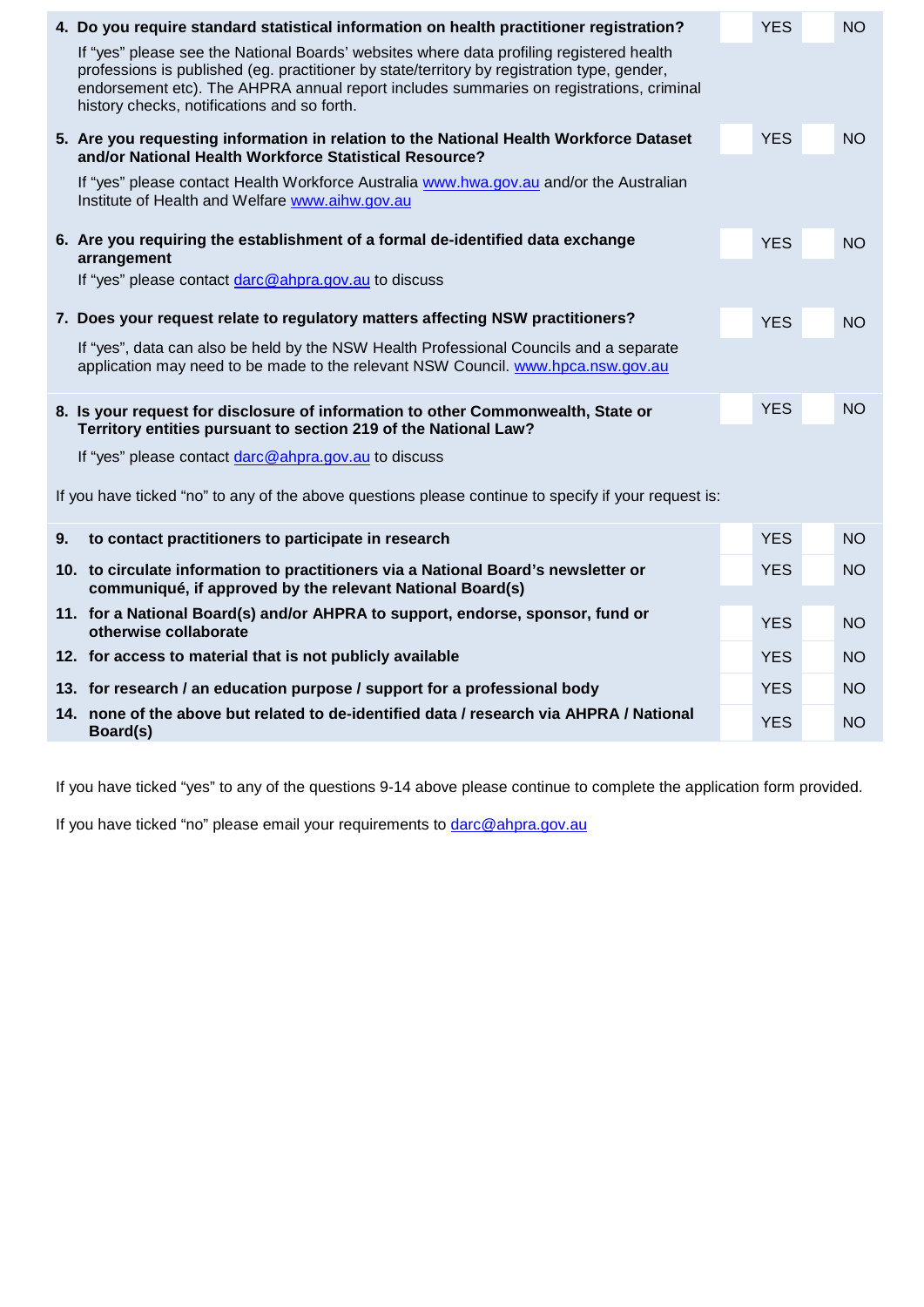**4. Do you require standard statistical information on health practitioner registration?** YES ☐ NO ☐

If "yes" please see the National Boards' websites where data profiling registered health professions is published (eg. practitioner by state/territory by registration type, gender, endorsement etc). The AHPRA annual report includes summaries on registrations, criminal history checks, notifications and so forth.

**5. Are you requesting information in relation to the National Health Workforce Dataset and/or National Health Workforce Statistical Resource?** YES ☐ NO ☐

If "yes" please contact Health Workforce Australia www.hwa.gov.au and/or the Australian Institute of Health and Welfare www.aihw.gov.au

**6. Are you requiring the establishment of a formal de-identified data exchange arrangement** YES ☐ NO ☐

If "yes" please contact darc@ahpra.gov.au to discuss

**7. Does your request relate to regulatory matters affecting NSW practitioners?** YES ☐ NO ☐

If "yes", data can also be held by the NSW Health Professional Councils and a separate application may need to be made to the relevant NSW Council. www.hpca.nsw.gov.au

**8. Is your request for disclosure of information to other Commonwealth, State or Territory entities pursuant to section 219 of the National Law?** YES ☐ NO ☐

If "yes" please contact darc@ahpra.gov.au to discuss

If you have ticked "no" to any of the above questions please continue to specify if your request is:

| | | | |
|---|---|---|---|
| **9.** | **to contact practitioners to participate in research** | YES | NO |
| **10.** | **to circulate information to practitioners via a National Board's newsletter or communiqué, if approved by the relevant National Board(s)** | YES | NO |
| **11.** | **for a National Board(s) and/or AHPRA to support, endorse, sponsor, fund or otherwise collaborate** | YES | NO |
| **12.** | **for access to material that is not publicly available** | YES | NO |
| **13.** | **for research / an education purpose / support for a professional body** | YES | NO |
| **14.** | **none of the above but related to de-identified data / research via AHPRA / National Board(s)** | YES | NO |

If you have ticked "yes" to any of the questions 9-14 above please continue to complete the application form provided.

If you have ticked "no" please email your requirements to darc@ahpra.gov.au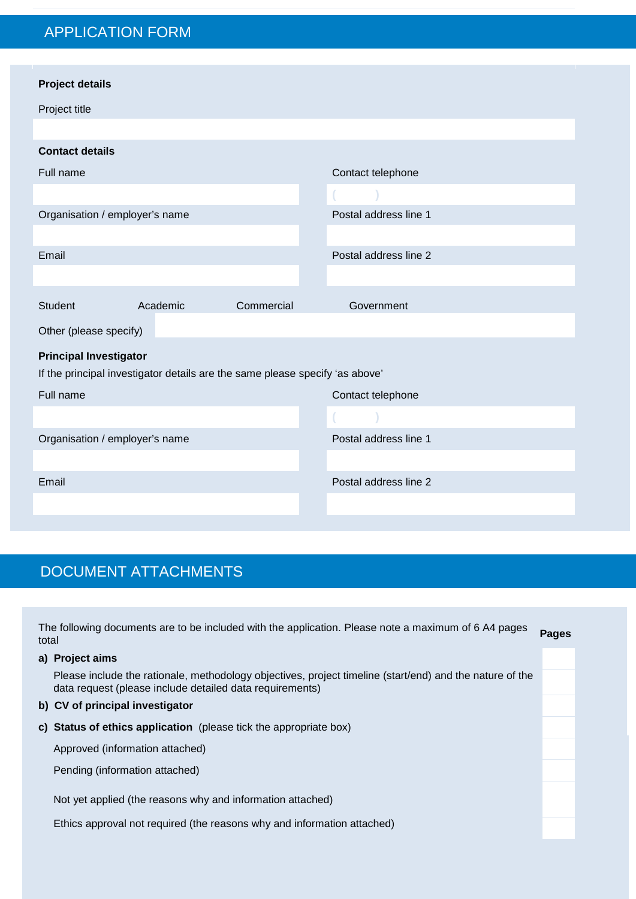## APPLICATION FORM

**Project details**

Project title

**Contact details**

| Full name | Contact telephone |
|---|---|
| | ( ) |
| **Organisation / employer's name** | **Postal address line 1** |
| | |
| **Email** | **Postal address line 2** |
| | |

Student Academic Commercial Government

Other (please specify)

**Principal Investigator**

If the principal investigator details are the same please specify 'as above'

| Full name | Contact telephone |
|---|---|
| | ( ) |
| **Organisation / employer's name** | **Postal address line 1** |
| | |
| **Email** | **Postal address line 2** |
| | |

## DOCUMENT ATTACHMENTS

| The following documents are to be included with the application. Please note a maximum of 6 A4 pages total | **Pages** |
|---|---|
| **a) Project aims** | |
| Please include the rationale, methodology objectives, project timeline (start/end) and the nature of the data request (please include detailed data requirements) | |
| **b) CV of principal investigator** | |
| **c) Status of ethics application** (please tick the appropriate box) | |
| Approved (information attached) | |
| Pending (information attached) | |
| Not yet applied (the reasons why and information attached) | |
| Ethics approval not required (the reasons why and information attached) | |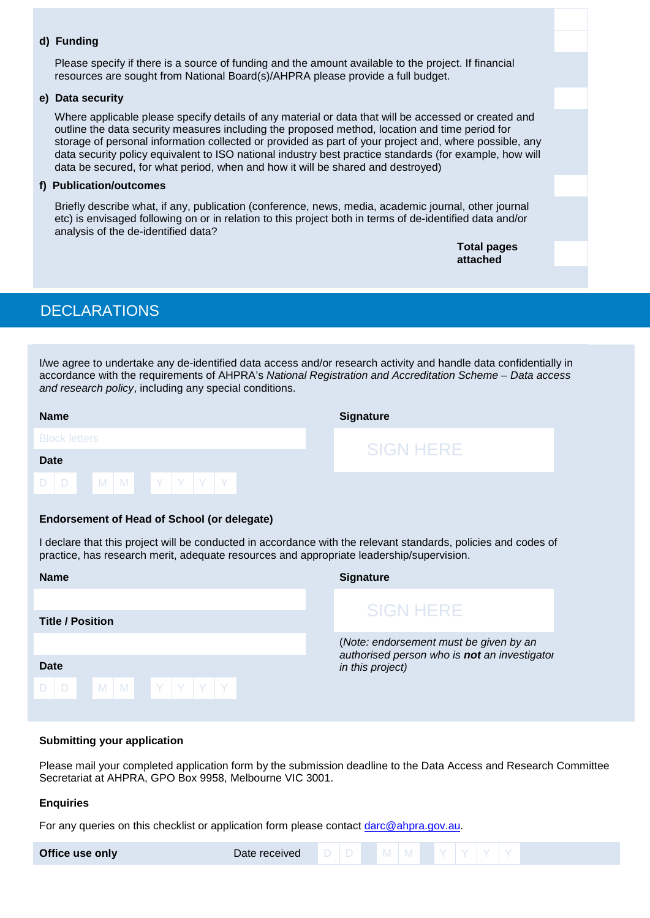**d) Funding**

Please specify if there is a source of funding and the amount available to the project. If financial resources are sought from National Board(s)/AHPRA please provide a full budget.

**e) Data security**

Where applicable please specify details of any material or data that will be accessed or created and outline the data security measures including the proposed method, location and time period for storage of personal information collected or provided as part of your project and, where possible, any data security policy equivalent to ISO national industry best practice standards (for example, how will data be secured, for what period, when and how it will be shared and destroyed)

**f) Publication/outcomes**

Briefly describe what, if any, publication (conference, news, media, academic journal, other journal etc) is envisaged following on or in relation to this project both in terms of de-identified data and/or analysis of the de-identified data?

**Total pages attached**

## DECLARATIONS

I/we agree to undertake any de-identified data access and/or research activity and handle data confidentially in accordance with the requirements of AHPRA's *National Registration and Accreditation Scheme – Data access and research policy*, including any special conditions.

**Name**

Block letters

**Signature**

SIGN HERE

**Date**

D D M M Y Y Y Y

**Endorsement of Head of School (or delegate)**

I declare that this project will be conducted in accordance with the relevant standards, policies and codes of practice, has research merit, adequate resources and appropriate leadership/supervision.

**Name**

**Signature**

SIGN HERE

**Title / Position**

(*Note: endorsement must be given by an authorised person who is* ***not*** *an investigator in this project)*

**Date**

D D M M Y Y Y Y

**Submitting your application**

Please mail your completed application form by the submission deadline to the Data Access and Research Committee Secretariat at AHPRA, GPO Box 9958, Melbourne VIC 3001.

**Enquiries**

For any queries on this checklist or application form please contact darc@ahpra.gov.au.

**Office use only** Date received D D M M Y Y Y Y